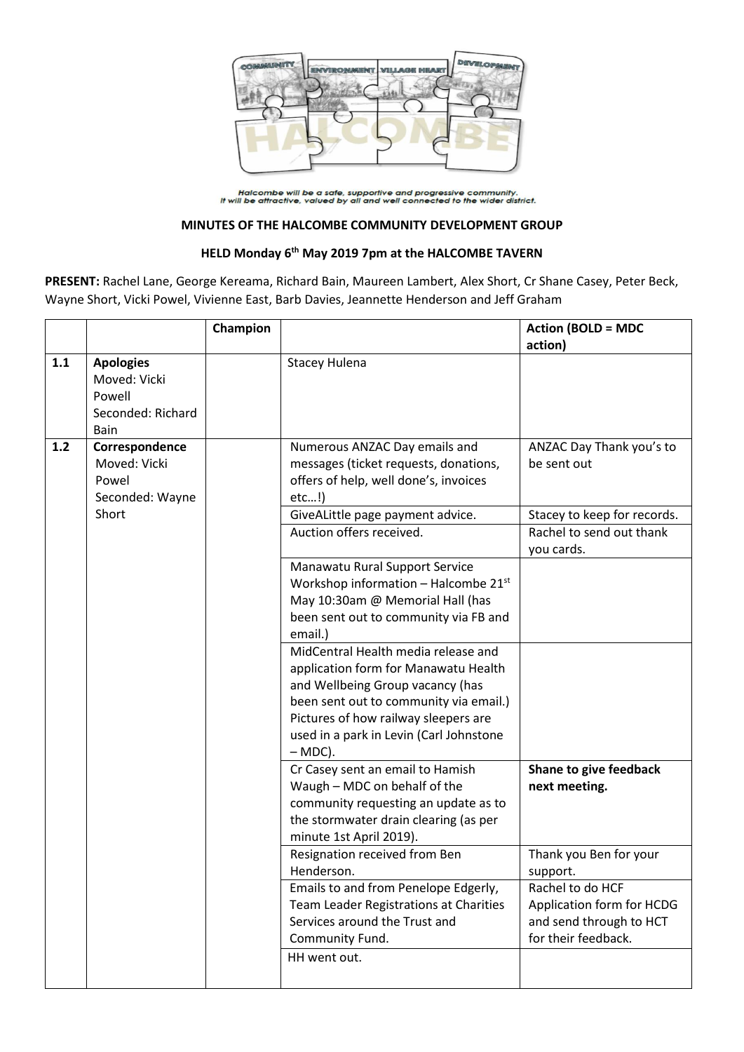Halcombe will be a safe, supportive and progressive community.
It will be attractive, valued by all and well connected to the wider district.

**MINUTES OF THE HALCOMBE COMMUNITY DEVELOPMENT GROUP**

**HELD Monday 6th May 2019 7pm at the HALCOMBE TAVERN**

**PRESENT:** Rachel Lane, George Kereama, Richard Bain, Maureen Lambert, Alex Short, Cr Shane Casey, Peter Beck, Wayne Short, Vicki Powel, Vivienne East, Barb Davies, Jeannette Henderson and Jeff Graham

| | | Champion | | Action (BOLD = MDC action) |
|---|---|---|---|---|
| 1.1 | **Apologies** Moved: Vicki Powell Seconded: Richard Bain | | Stacey Hulena | |
| 1.2 | **Correspondence** Moved: Vicki Powel Seconded: Wayne Short | | Numerous ANZAC Day emails and messages (ticket requests, donations, offers of help, well done's, invoices etc…!) | ANZAC Day Thank you's to be sent out |
| | | | GiveALittle page payment advice. | Stacey to keep for records. |
| | | | Auction offers received. | Rachel to send out thank you cards. |
| | | | Manawatu Rural Support Service Workshop information – Halcombe 21st May 10:30am @ Memorial Hall (has been sent out to community via FB and email.) | |
| | | | MidCentral Health media release and application form for Manawatu Health and Wellbeing Group vacancy (has been sent out to community via email.) Pictures of how railway sleepers are used in a park in Levin (Carl Johnstone – MDC). | |
| | | | Cr Casey sent an email to Hamish Waugh – MDC on behalf of the community requesting an update as to the stormwater drain clearing (as per minute 1st April 2019). | **Shane to give feedback next meeting.** |
| | | | Resignation received from Ben Henderson. | Thank you Ben for your support. |
| | | | Emails to and from Penelope Edgerly, Team Leader Registrations at Charities Services around the Trust and Community Fund. | Rachel to do HCF Application form for HCDG and send through to HCT for their feedback. |
| | | | HH went out. | |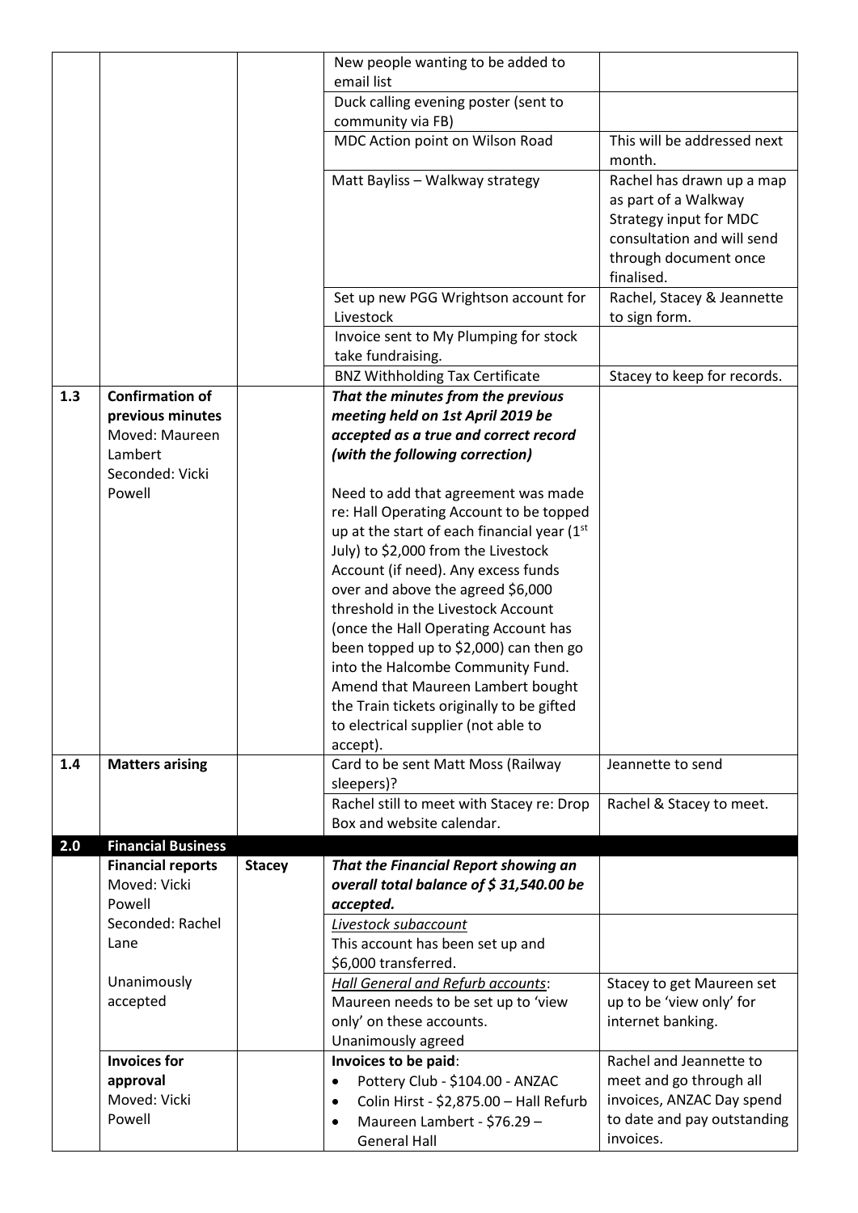| | | | | |
|---|---|---|---|---|
| | | | New people wanting to be added to email list | |
| | | | Duck calling evening poster (sent to community via FB) | |
| | | | MDC Action point on Wilson Road | This will be addressed next month. |
| | | | Matt Bayliss – Walkway strategy | Rachel has drawn up a map as part of a Walkway Strategy input for MDC consultation and will send through document once finalised. |
| | | | Set up new PGG Wrightson account for Livestock | Rachel, Stacey & Jeannette to sign form. |
| | | | Invoice sent to My Plumping for stock take fundraising. | |
| | | | BNZ Withholding Tax Certificate | Stacey to keep for records. |
| **1.3** | **Confirmation of previous minutes** Moved: Maureen Lambert Seconded: Vicki Powell | | ***That the minutes from the previous meeting held on 1st April 2019 be accepted as a true and correct record (with the following correction)*** <br><br> Need to add that agreement was made re: Hall Operating Account to be topped up at the start of each financial year (1st July) to $2,000 from the Livestock Account (if need). Any excess funds over and above the agreed $6,000 threshold in the Livestock Account (once the Hall Operating Account has been topped up to $2,000) can then go into the Halcombe Community Fund. Amend that Maureen Lambert bought the Train tickets originally to be gifted to electrical supplier (not able to accept). | |
| **1.4** | **Matters arising** | | Card to be sent Matt Moss (Railway sleepers)? | Jeannette to send |
| | | | Rachel still to meet with Stacey re: Drop Box and website calendar. | Rachel & Stacey to meet. |
| **2.0** | **Financial Business** | | | |
| | **Financial reports** Moved: Vicki Powell Seconded: Rachel Lane <br><br> Unanimously accepted | **Stacey** | ***That the Financial Report showing an overall total balance of $ 31,540.00 be accepted.*** | |
| | | | <u>Livestock subaccount</u> This account has been set up and $6,000 transferred. | |
| | | | <u>*Hall General and Refurb accounts*</u>: Maureen needs to be set up to 'view only' on these accounts. Unanimously agreed | Stacey to get Maureen set up to be 'view only' for internet banking. |
| | **Invoices for approval** Moved: Vicki Powell | | **Invoices to be paid**: <br>• Pottery Club - $104.00 - ANZAC <br>• Colin Hirst - $2,875.00 – Hall Refurb <br>• Maureen Lambert - $76.29 – General Hall | Rachel and Jeannette to meet and go through all invoices, ANZAC Day spend to date and pay outstanding invoices. |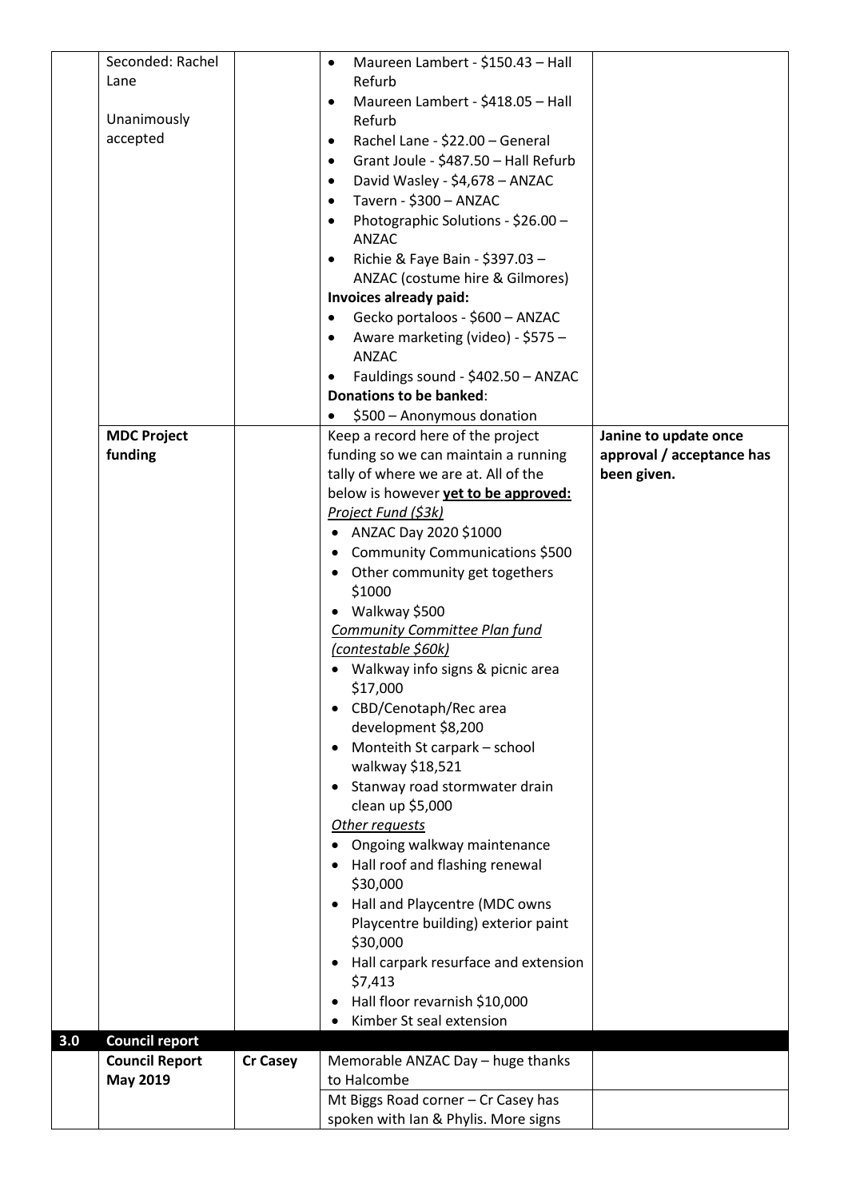| | | | | |
|---|---|---|---|---|
| | Seconded: Rachel Lane<br><br>Unanimously accepted | | • Maureen Lambert - \$150.43 – Hall Refurb<br>• Maureen Lambert - \$418.05 – Hall Refurb<br>• Rachel Lane - \$22.00 – General<br>• Grant Joule - \$487.50 – Hall Refurb<br>• David Wasley - \$4,678 – ANZAC<br>• Tavern - \$300 – ANZAC<br>• Photographic Solutions - \$26.00 – ANZAC<br>• Richie & Faye Bain - \$397.03 – ANZAC (costume hire & Gilmores)<br>**Invoices already paid:**<br>• Gecko portaloos - \$600 – ANZAC<br>• Aware marketing (video) - \$575 – ANZAC<br>• Fauldings sound - \$402.50 – ANZAC<br>**Donations to be banked**:<br>• \$500 – Anonymous donation | |
| | **MDC Project funding** | | Keep a record here of the project funding so we can maintain a running tally of where we are at. All of the below is however **yet to be approved:**<br>*Project Fund (\$3k)*<br>• ANZAC Day 2020 \$1000<br>• Community Communications \$500<br>• Other community get togethers \$1000<br>• Walkway \$500<br>*Community Committee Plan fund (contestable \$60k)*<br>• Walkway info signs & picnic area \$17,000<br>• CBD/Cenotaph/Rec area development \$8,200<br>• Monteith St carpark – school walkway \$18,521<br>• Stanway road stormwater drain clean up \$5,000<br>*Other requests*<br>• Ongoing walkway maintenance<br>• Hall roof and flashing renewal \$30,000<br>• Hall and Playcentre (MDC owns Playcentre building) exterior paint \$30,000<br>• Hall carpark resurface and extension \$7,413<br>• Hall floor revarnish \$10,000<br>• Kimber St seal extension | **Janine to update once approval / acceptance has been given.** |
| **3.0** | **Council report** | | | |
| | **Council Report May 2019** | **Cr Casey** | Memorable ANZAC Day – huge thanks to Halcombe | |
| | | | Mt Biggs Road corner – Cr Casey has spoken with Ian & Phylis. More signs | |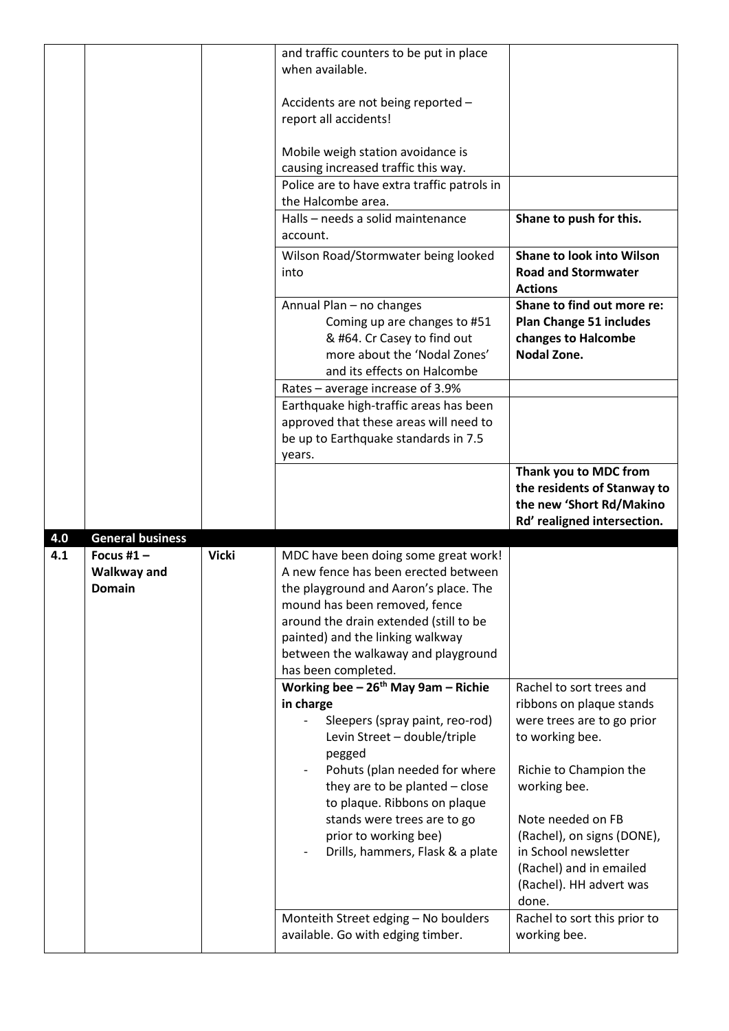|  |  |  | and traffic counters to be put in place when available.<br><br>Accidents are not being reported – report all accidents!<br><br>Mobile weigh station avoidance is causing increased traffic this way. |  |
|---|---|---|---|---|
|  |  |  | Police are to have extra traffic patrols in the Halcombe area. |  |
|  |  |  | Halls – needs a solid maintenance account. | **Shane to push for this.** |
|  |  |  | Wilson Road/Stormwater being looked into | **Shane to look into Wilson Road and Stormwater Actions** |
|  |  |  | Annual Plan – no changes<br>Coming up are changes to #51 & #64. Cr Casey to find out more about the 'Nodal Zones' and its effects on Halcombe | **Shane to find out more re: Plan Change 51 includes changes to Halcombe Nodal Zone.** |
|  |  |  | Rates – average increase of 3.9% |  |
|  |  |  | Earthquake high-traffic areas has been approved that these areas will need to be up to Earthquake standards in 7.5 years. |  |
|  |  |  |  | **Thank you to MDC from the residents of Stanway to the new 'Short Rd/Makino Rd' realigned intersection.** |
| **4.0** | **General business** |  |  |  |
| **4.1** | **Focus #1 – Walkway and Domain** | **Vicki** | MDC have been doing some great work! A new fence has been erected between the playground and Aaron's place. The mound has been removed, fence around the drain extended (still to be painted) and the linking walkway between the walkaway and playground has been completed. |  |
|  |  |  | **Working bee – 26th May 9am – Richie in charge**<br>- Sleepers (spray paint, reo-rod) Levin Street – double/triple pegged<br>- Pohuts (plan needed for where they are to be planted – close to plaque. Ribbons on plaque stands were trees are to go prior to working bee)<br>- Drills, hammers, Flask & a plate | Rachel to sort trees and ribbons on plaque stands were trees are to go prior to working bee.<br><br>Richie to Champion the working bee.<br><br>Note needed on FB (Rachel), on signs (DONE), in School newsletter (Rachel) and in emailed (Rachel). HH advert was done. |
|  |  |  | Monteith Street edging – No boulders available. Go with edging timber. | Rachel to sort this prior to working bee. |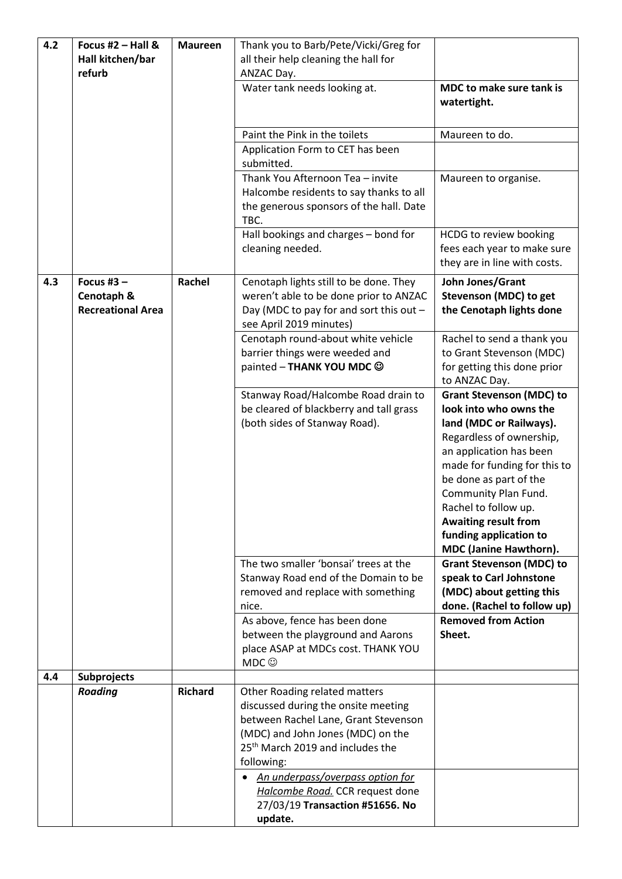| 4.2 | Focus #2 – Hall & Hall kitchen/bar refurb | Maureen | Thank you to Barb/Pete/Vicki/Greg for all their help cleaning the hall for ANZAC Day. | |
|---|---|---|---|---|
| | | | Water tank needs looking at. | **MDC to make sure tank is watertight.** |
| | | | Paint the Pink in the toilets | Maureen to do. |
| | | | Application Form to CET has been submitted. | |
| | | | Thank You Afternoon Tea – invite Halcombe residents to say thanks to all the generous sponsors of the hall. Date TBC. | Maureen to organise. |
| | | | Hall bookings and charges – bond for cleaning needed. | HCDG to review booking fees each year to make sure they are in line with costs. |
| 4.3 | Focus #3 – Cenotaph & Recreational Area | Rachel | Cenotaph lights still to be done. They weren't able to be done prior to ANZAC Day (MDC to pay for and sort this out – see April 2019 minutes) | **John Jones/Grant Stevenson (MDC) to get the Cenotaph lights done** |
| | | | Cenotaph round-about white vehicle barrier things were weeded and painted – **THANK YOU MDC ☺** | Rachel to send a thank you to Grant Stevenson (MDC) for getting this done prior to ANZAC Day. |
| | | | Stanway Road/Halcombe Road drain to be cleared of blackberry and tall grass (both sides of Stanway Road). | **Grant Stevenson (MDC) to look into who owns the land (MDC or Railways).** Regardless of ownership, an application has been made for funding for this to be done as part of the Community Plan Fund. Rachel to follow up. **Awaiting result from funding application to MDC (Janine Hawthorn).** |
| | | | The two smaller 'bonsai' trees at the Stanway Road end of the Domain to be removed and replace with something nice. | **Grant Stevenson (MDC) to speak to Carl Johnstone (MDC) about getting this done. (Rachel to follow up)** |
| | | | As above, fence has been done between the playground and Aarons place ASAP at MDCs cost. THANK YOU MDC ☺ | **Removed from Action Sheet.** |
| 4.4 | **Subprojects** | | | |
| | ***Roading*** | **Richard** | Other Roading related matters discussed during the onsite meeting between Rachel Lane, Grant Stevenson (MDC) and John Jones (MDC) on the 25th March 2019 and includes the following: | |
| | | | • *An underpass/overpass option for Halcombe Road.* CCR request done 27/03/19 **Transaction #51656. No update.** | |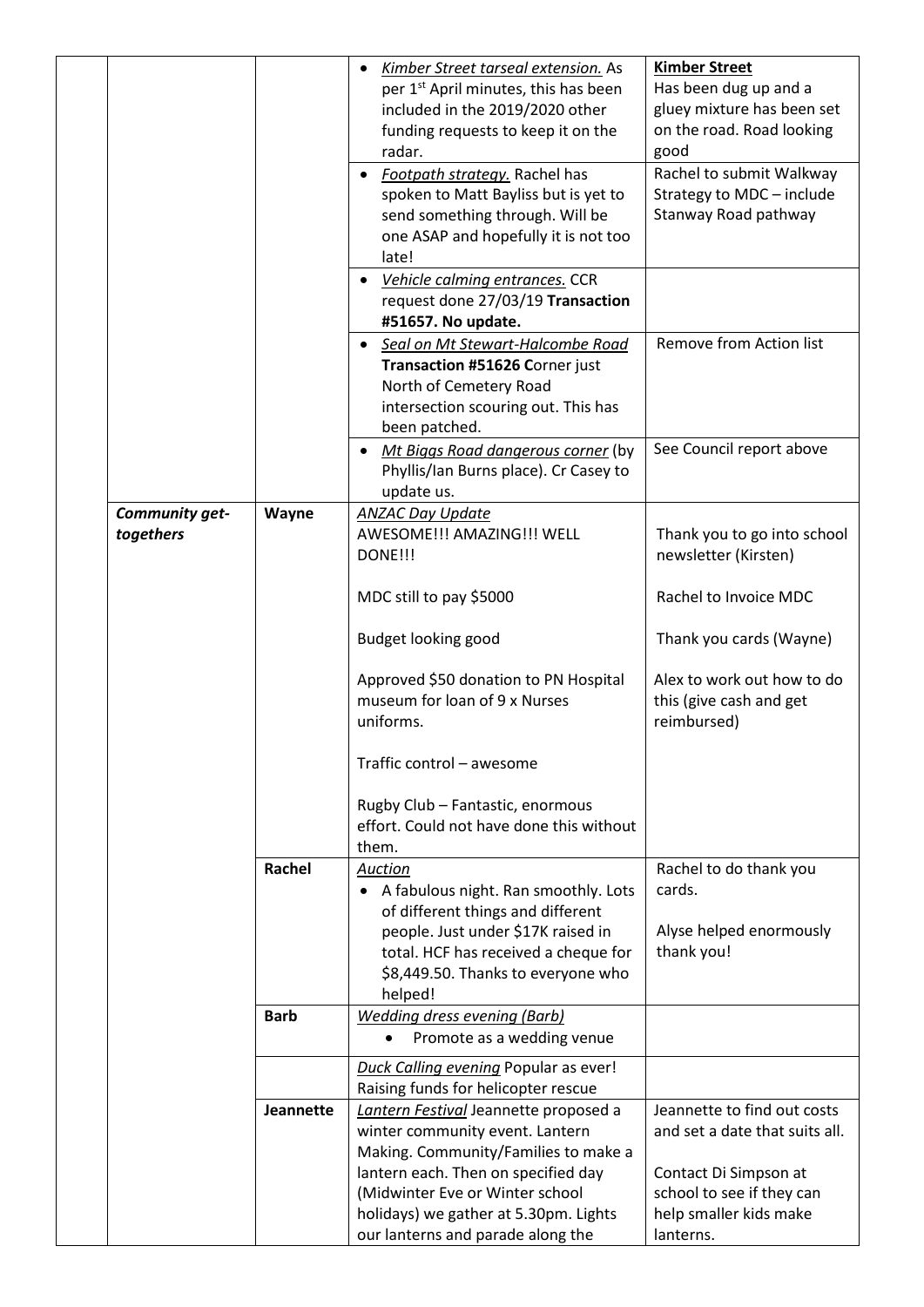| | | | | |
|---|---|---|---|---|
| | | | • *Kimber Street tarseal extension.* As per 1st April minutes, this has been included in the 2019/2020 other funding requests to keep it on the radar. | **Kimber Street** Has been dug up and a gluey mixture has been set on the road. Road looking good |
| | | | • *Footpath strategy.* Rachel has spoken to Matt Bayliss but is yet to send something through. Will be one ASAP and hopefully it is not too late! | Rachel to submit Walkway Strategy to MDC – include Stanway Road pathway |
| | | | • *Vehicle calming entrances.* CCR request done 27/03/19 **Transaction #51657. No update.** | |
| | | | • *Seal on Mt Stewart-Halcombe Road* **Transaction #51626 C**orner just North of Cemetery Road intersection scouring out. This has been patched. | Remove from Action list |
| | | | • *Mt Biggs Road dangerous corner* (by Phyllis/Ian Burns place). Cr Casey to update us. | See Council report above |
| | ***Community get-togethers*** | **Wayne** | *ANZAC Day Update*<br>AWESOME!!! AMAZING!!! WELL DONE!!!<br><br>MDC still to pay $5000<br><br>Budget looking good<br><br>Approved $50 donation to PN Hospital museum for loan of 9 x Nurses uniforms.<br><br>Traffic control – awesome<br><br>Rugby Club – Fantastic, enormous effort. Could not have done this without them. | Thank you to go into school newsletter (Kirsten)<br><br>Rachel to Invoice MDC<br><br>Thank you cards (Wayne)<br><br>Alex to work out how to do this (give cash and get reimbursed) |
| | | **Rachel** | *Auction*<br>• A fabulous night. Ran smoothly. Lots of different things and different people. Just under $17K raised in total. HCF has received a cheque for $8,449.50. Thanks to everyone who helped! | Rachel to do thank you cards.<br><br>Alyse helped enormously thank you! |
| | | **Barb** | *Wedding dress evening (Barb)*<br>• Promote as a wedding venue | |
| | | | *Duck Calling evening* Popular as ever! Raising funds for helicopter rescue | |
| | | **Jeannette** | *Lantern Festival* Jeannette proposed a winter community event. Lantern Making. Community/Families to make a lantern each. Then on specified day (Midwinter Eve or Winter school holidays) we gather at 5.30pm. Lights our lanterns and parade along the | Jeannette to find out costs and set a date that suits all.<br><br>Contact Di Simpson at school to see if they can help smaller kids make lanterns. |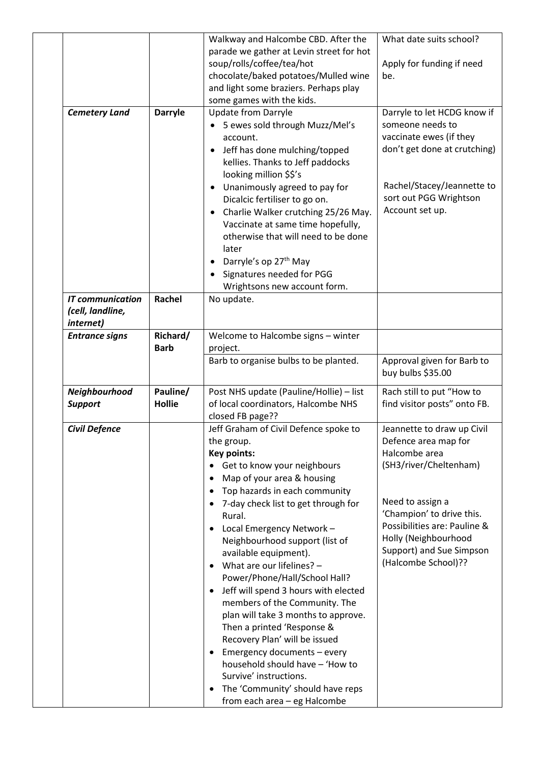| | | | | |
|---|---|---|---|---|
| | | | Walkway and Halcombe CBD. After the parade we gather at Levin street for hot soup/rolls/coffee/tea/hot chocolate/baked potatoes/Mulled wine and light some braziers. Perhaps play some games with the kids. | What date suits school?<br><br>Apply for funding if need be. |
| | ***Cemetery Land*** | **Darryle** | Update from Darryle<br>• 5 ewes sold through Muzz/Mel's account.<br>• Jeff has done mulching/topped kellies. Thanks to Jeff paddocks looking million $$'s<br>• Unanimously agreed to pay for Dicalcic fertiliser to go on.<br>• Charlie Walker crutching 25/26 May. Vaccinate at same time hopefully, otherwise that will need to be done later<br>• Darryle's op 27th May<br>• Signatures needed for PGG Wrightsons new account form. | Darryle to let HCDG know if someone needs to vaccinate ewes (if they don't get done at crutching)<br><br>Rachel/Stacey/Jeannette to sort out PGG Wrightson Account set up. |
| | ***IT communication (cell, landline, internet)*** | **Rachel** | No update. | |
| | ***Entrance signs*** | **Richard/ Barb** | Welcome to Halcombe signs – winter project. | |
| | | | Barb to organise bulbs to be planted. | Approval given for Barb to buy bulbs $35.00 |
| | ***Neighbourhood Support*** | **Pauline/ Hollie** | Post NHS update (Pauline/Hollie) – list of local coordinators, Halcombe NHS closed FB page?? | Rach still to put "How to find visitor posts" onto FB. |
| | ***Civil Defence*** | | Jeff Graham of Civil Defence spoke to the group.<br>**Key points:**<br>• Get to know your neighbours<br>• Map of your area & housing<br>• Top hazards in each community<br>• 7-day check list to get through for Rural.<br>• Local Emergency Network – Neighbourhood support (list of available equipment).<br>• What are our lifelines? – Power/Phone/Hall/School Hall?<br>• Jeff will spend 3 hours with elected members of the Community. The plan will take 3 months to approve. Then a printed 'Response & Recovery Plan' will be issued<br>• Emergency documents – every household should have – 'How to Survive' instructions.<br>• The 'Community' should have reps from each area – eg Halcombe | Jeannette to draw up Civil Defence area map for Halcombe area (SH3/river/Cheltenham)<br><br>Need to assign a 'Champion' to drive this. Possibilities are: Pauline & Holly (Neighbourhood Support) and Sue Simpson (Halcombe School)?? |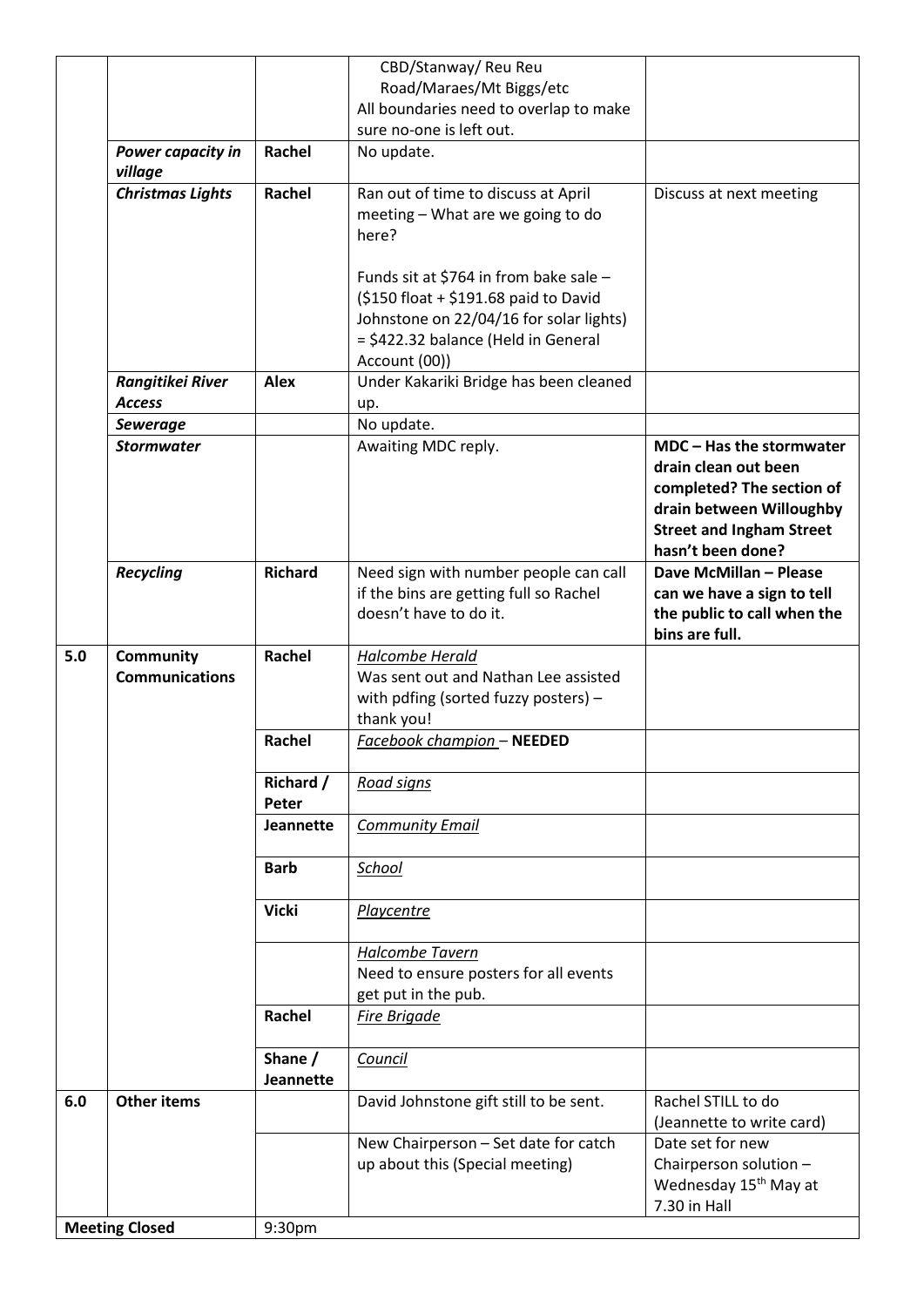| | | | | |
|---|---|---|---|---|
| | | | CBD/Stanway/ Reu Reu Road/Maraes/Mt Biggs/etc<br>All boundaries need to overlap to make sure no-one is left out. | |
| | ***Power capacity in village*** | **Rachel** | No update. | |
| | ***Christmas Lights*** | **Rachel** | Ran out of time to discuss at April meeting – What are we going to do here?<br><br>Funds sit at $764 in from bake sale – ($150 float + $191.68 paid to David Johnstone on 22/04/16 for solar lights) = $422.32 balance (Held in General Account (00)) | Discuss at next meeting |
| | ***Rangitikei River Access*** | **Alex** | Under Kakariki Bridge has been cleaned up. | |
| | ***Sewerage*** | | No update. | |
| | ***Stormwater*** | | Awaiting MDC reply. | **MDC – Has the stormwater drain clean out been completed? The section of drain between Willoughby Street and Ingham Street hasn't been done?** |
| | ***Recycling*** | **Richard** | Need sign with number people can call if the bins are getting full so Rachel doesn't have to do it. | **Dave McMillan – Please can we have a sign to tell the public to call when the bins are full.** |
| **5.0** | **Community Communications** | **Rachel** | *Halcombe Herald*<br>Was sent out and Nathan Lee assisted with pdfing (sorted fuzzy posters) – thank you! | |
| | | **Rachel** | *Facebook champion* – **NEEDED** | |
| | | **Richard / Peter** | *Road signs* | |
| | | **Jeannette** | *Community Email* | |
| | | **Barb** | *School* | |
| | | **Vicki** | *Playcentre* | |
| | | | *Halcombe Tavern*<br>Need to ensure posters for all events get put in the pub. | |
| | | **Rachel** | *Fire Brigade* | |
| | | **Shane / Jeannette** | *Council* | |
| **6.0** | **Other items** | | David Johnstone gift still to be sent. | Rachel STILL to do (Jeannette to write card) |
| | | | New Chairperson – Set date for catch up about this (Special meeting) | Date set for new Chairperson solution – Wednesday 15th May at 7.30 in Hall |
| **Meeting Closed** | | 9:30pm | | |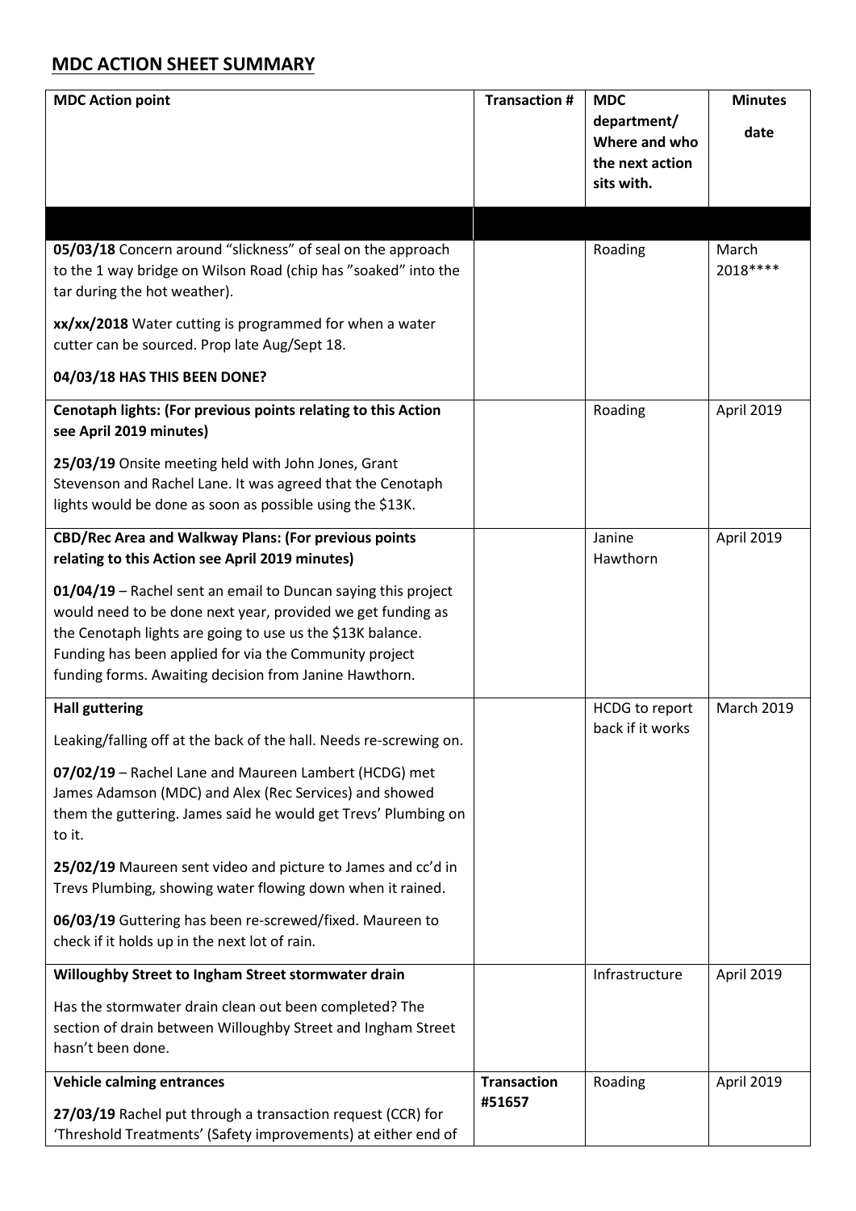## MDC ACTION SHEET SUMMARY

| MDC Action point | Transaction # | MDC department/ Where and who the next action sits with. | Minutes date |
|---|---|---|---|
| | | | |
| **05/03/18** Concern around "slickness" of seal on the approach to the 1 way bridge on Wilson Road (chip has "soaked" into the tar during the hot weather).<br><br>**xx/xx/2018** Water cutting is programmed for when a water cutter can be sourced. Prop late Aug/Sept 18.<br><br>**04/03/18 HAS THIS BEEN DONE?** | | Roading | March 2018**** |
| **Cenotaph lights: (For previous points relating to this Action see April 2019 minutes)**<br><br>**25/03/19** Onsite meeting held with John Jones, Grant Stevenson and Rachel Lane. It was agreed that the Cenotaph lights would be done as soon as possible using the $13K. | | Roading | April 2019 |
| **CBD/Rec Area and Walkway Plans: (For previous points relating to this Action see April 2019 minutes)**<br><br>**01/04/19** – Rachel sent an email to Duncan saying this project would need to be done next year, provided we get funding as the Cenotaph lights are going to use us the $13K balance. Funding has been applied for via the Community project funding forms. Awaiting decision from Janine Hawthorn. | | Janine Hawthorn | April 2019 |
| **Hall guttering**<br><br>Leaking/falling off at the back of the hall. Needs re-screwing on.<br><br>**07/02/19** – Rachel Lane and Maureen Lambert (HCDG) met James Adamson (MDC) and Alex (Rec Services) and showed them the guttering. James said he would get Trevs' Plumbing on to it.<br><br>**25/02/19** Maureen sent video and picture to James and cc'd in Trevs Plumbing, showing water flowing down when it rained.<br><br>**06/03/19** Guttering has been re-screwed/fixed. Maureen to check if it holds up in the next lot of rain. | | HCDG to report back if it works | March 2019 |
| **Willoughby Street to Ingham Street stormwater drain**<br><br>Has the stormwater drain clean out been completed? The section of drain between Willoughby Street and Ingham Street hasn't been done. | | Infrastructure | April 2019 |
| **Vehicle calming entrances**<br><br>**27/03/19** Rachel put through a transaction request (CCR) for 'Threshold Treatments' (Safety improvements) at either end of | **Transaction #51657** | Roading | April 2019 |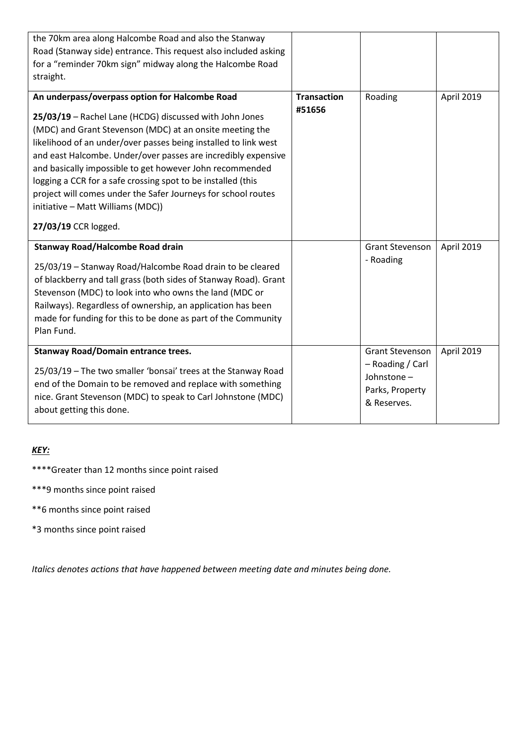| | | | |
|---|---|---|---|
| the 70km area along Halcombe Road and also the Stanway Road (Stanway side) entrance. This request also included asking for a "reminder 70km sign" midway along the Halcombe Road straight. | | | |
| **An underpass/overpass option for Halcombe Road**<br><br>**25/03/19** – Rachel Lane (HCDG) discussed with John Jones (MDC) and Grant Stevenson (MDC) at an onsite meeting the likelihood of an under/over passes being installed to link west and east Halcombe. Under/over passes are incredibly expensive and basically impossible to get however John recommended logging a CCR for a safe crossing spot to be installed (this project will comes under the Safer Journeys for school routes initiative – Matt Williams (MDC))<br><br>**27/03/19** CCR logged. | **Transaction #51656** | Roading | April 2019 |
| **Stanway Road/Halcombe Road drain**<br><br>25/03/19 – Stanway Road/Halcombe Road drain to be cleared of blackberry and tall grass (both sides of Stanway Road). Grant Stevenson (MDC) to look into who owns the land (MDC or Railways). Regardless of ownership, an application has been made for funding for this to be done as part of the Community Plan Fund. | | Grant Stevenson - Roading | April 2019 |
| **Stanway Road/Domain entrance trees.**<br><br>25/03/19 – The two smaller 'bonsai' trees at the Stanway Road end of the Domain to be removed and replace with something nice. Grant Stevenson (MDC) to speak to Carl Johnstone (MDC) about getting this done. | | Grant Stevenson – Roading / Carl Johnstone – Parks, Property & Reserves. | April 2019 |

***KEY:***

****Greater than 12 months since point raised

***9 months since point raised

**6 months since point raised

*3 months since point raised

*Italics denotes actions that have happened between meeting date and minutes being done.*